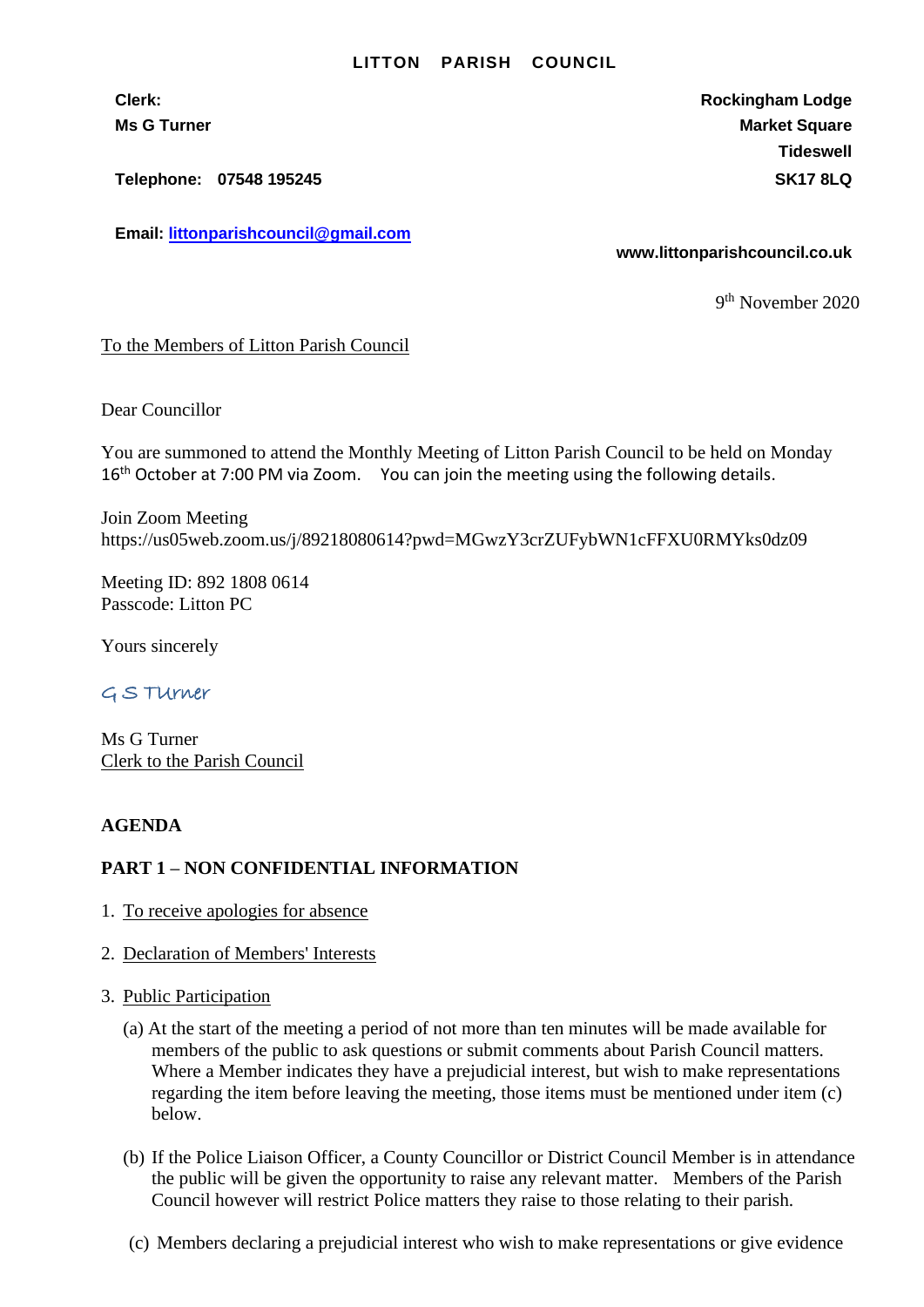**LITTON PARISH COUNCIL**

**Clerk:**
**Ms G Turner**

**Telephone: 07548 195245**

**Email: [littonparishcouncil@gmail.com](mailto:littonparishcouncil@gmail.com)**

**Rockingham Lodge**
**Market Square**
**Tideswell**
**SK17 8LQ**

**www.littonparishcouncil.co.uk**

9th November 2020

To the Members of Litton Parish Council

Dear Councillor

You are summoned to attend the Monthly Meeting of Litton Parish Council to be held on Monday 16th October at 7:00 PM via Zoom. You can join the meeting using the following details.

Join Zoom Meeting
https://us05web.zoom.us/j/89218080614?pwd=MGwzY3crZUFybWN1cFFXU0RMYks0dz09

Meeting ID: 892 1808 0614
Passcode: Litton PC

Yours sincerely

G S Turner

Ms G Turner
Clerk to the Parish Council

**AGENDA**

**PART 1 – NON CONFIDENTIAL INFORMATION**

1. To receive apologies for absence
2. Declaration of Members' Interests
3. Public Participation

   (a) At the start of the meeting a period of not more than ten minutes will be made available for members of the public to ask questions or submit comments about Parish Council matters. Where a Member indicates they have a prejudicial interest, but wish to make representations regarding the item before leaving the meeting, those items must be mentioned under item (c) below.

   (b) If the Police Liaison Officer, a County Councillor or District Council Member is in attendance the public will be given the opportunity to raise any relevant matter. Members of the Parish Council however will restrict Police matters they raise to those relating to their parish.

   (c) Members declaring a prejudicial interest who wish to make representations or give evidence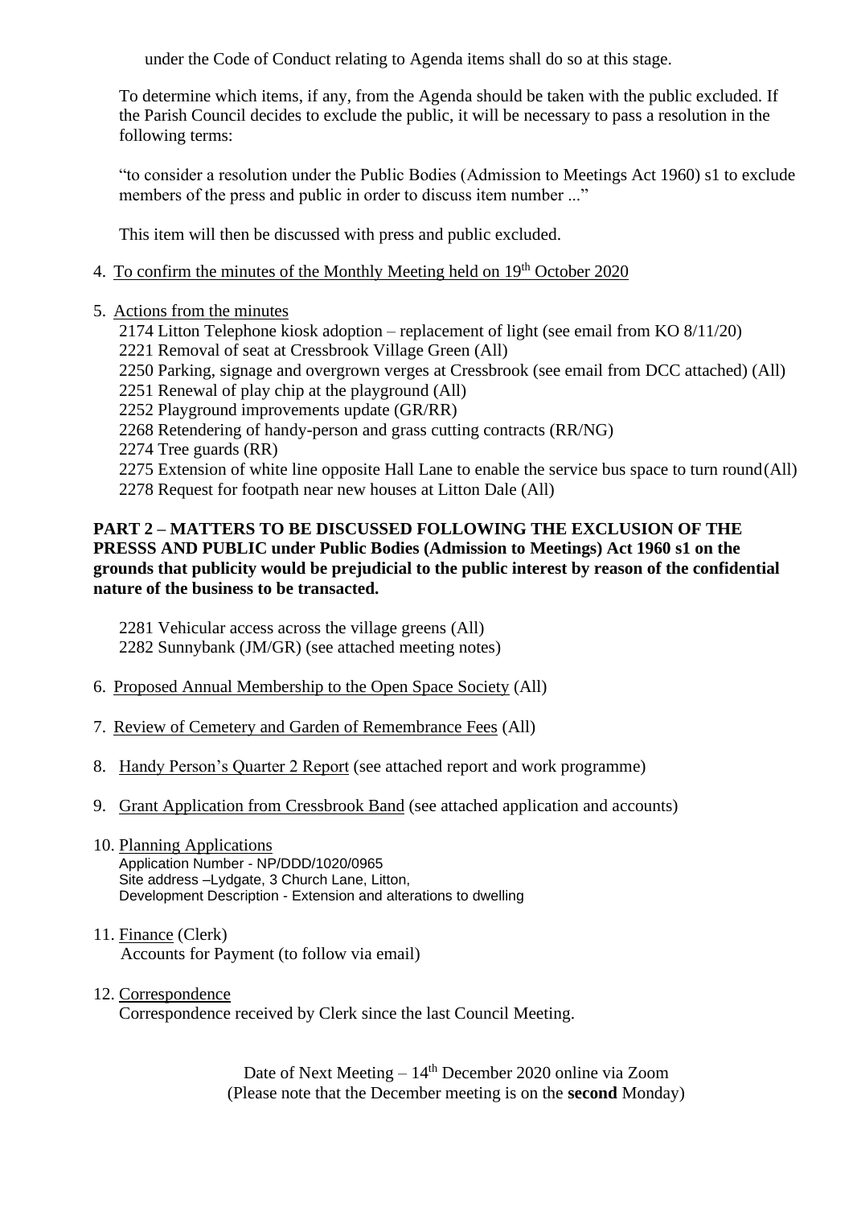under the Code of Conduct relating to Agenda items shall do so at this stage.

To determine which items, if any, from the Agenda should be taken with the public excluded. If the Parish Council decides to exclude the public, it will be necessary to pass a resolution in the following terms:

"to consider a resolution under the Public Bodies (Admission to Meetings Act 1960) s1 to exclude members of the press and public in order to discuss item number ..."

This item will then be discussed with press and public excluded.

4. To confirm the minutes of the Monthly Meeting held on 19th October 2020

5. Actions from the minutes
   2174 Litton Telephone kiosk adoption – replacement of light (see email from KO 8/11/20)
   2221 Removal of seat at Cressbrook Village Green (All)
   2250 Parking, signage and overgrown verges at Cressbrook (see email from DCC attached) (All)
   2251 Renewal of play chip at the playground (All)
   2252 Playground improvements update (GR/RR)
   2268 Retendering of handy-person and grass cutting contracts (RR/NG)
   2274 Tree guards (RR)
   2275 Extension of white line opposite Hall Lane to enable the service bus space to turn round (All)
   2278 Request for footpath near new houses at Litton Dale (All)

**PART 2 – MATTERS TO BE DISCUSSED FOLLOWING THE EXCLUSION OF THE PRESSS AND PUBLIC under Public Bodies (Admission to Meetings) Act 1960 s1 on the grounds that publicity would be prejudicial to the public interest by reason of the confidential nature of the business to be transacted.**

   2281 Vehicular access across the village greens (All)
   2282 Sunnybank (JM/GR) (see attached meeting notes)

6. Proposed Annual Membership to the Open Space Society (All)

7. Review of Cemetery and Garden of Remembrance Fees (All)

8. Handy Person's Quarter 2 Report (see attached report and work programme)

9. Grant Application from Cressbrook Band (see attached application and accounts)

10. Planning Applications
    Application Number - NP/DDD/1020/0965
    Site address –Lydgate, 3 Church Lane, Litton,
    Development Description - Extension and alterations to dwelling

11. Finance (Clerk)
    Accounts for Payment (to follow via email)

12. Correspondence
    Correspondence received by Clerk since the last Council Meeting.

Date of Next Meeting – 14th December 2020 online via Zoom
(Please note that the December meeting is on the **second** Monday)